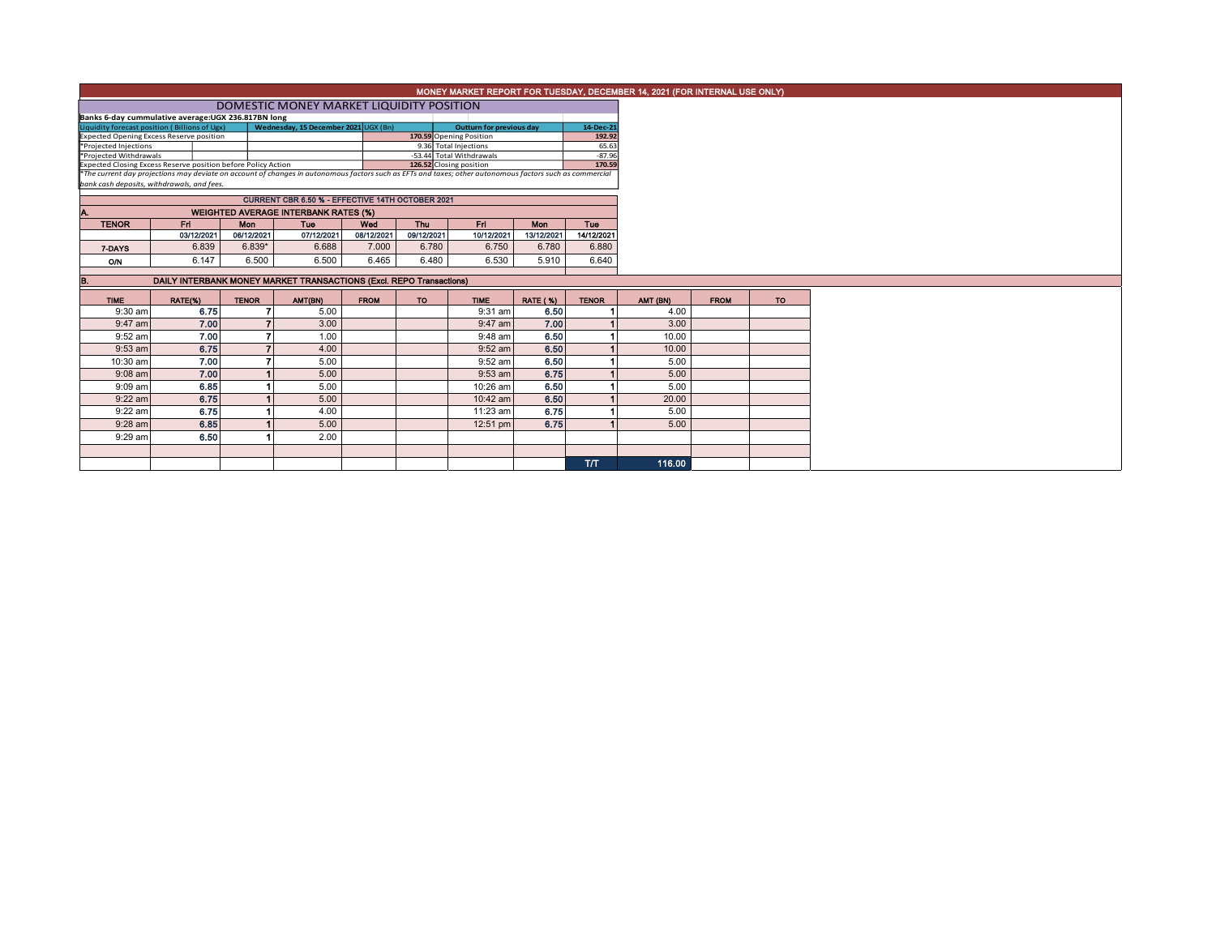# MONEY MARKET REPORT FOR TUESDAY, DECEMBER 14, 2021 (FOR INTERNAL USE ONLY)

## DOMESTIC MONEY MARKET LIQUIDITY POSITION

**Banks 6-day cummulative average:UGX 236.817BN long**

| Liquidity forecast position ( Billions of Ugx) | Wednesday, 15 December 2021 UGX (Bn) | Outturn for previous day | 14-Dec-21 |
|---|---|---|---|
| Expected Opening Excess Reserve position | 170.59 | Opening Position | 192.92 |
| *Projected Injections | 9.36 | Total Injections | 65.63 |
| *Projected Withdrawals | -53.44 | Total Withdrawals | -87.96 |
| Expected Closing Excess Reserve position before Policy Action | 126.52 | Closing position | 170.59 |

*The current day projections may deviate on account of changes in autonomous factors such as EFTs and taxes; other autonomous factors such as commercial bank cash deposits, withdrawals, and fees.*

**CURRENT CBR 6.50 % - EFFECTIVE 14TH OCTOBER 2021**

### A. WEIGHTED AVERAGE INTERBANK RATES (%)

| TENOR | Fri | Mon | Tue | Wed | Thu | Fri | Mon | Tue |
|---|---|---|---|---|---|---|---|---|
| | 03/12/2021 | 06/12/2021 | 07/12/2021 | 08/12/2021 | 09/12/2021 | 10/12/2021 | 13/12/2021 | 14/12/2021 |
| 7-DAYS | 6.839 | 6.839* | 6.688 | 7.000 | 6.780 | 6.750 | 6.780 | 6.880 |
| O/N | 6.147 | 6.500 | 6.500 | 6.465 | 6.480 | 6.530 | 5.910 | 6.640 |

### B. DAILY INTERBANK MONEY MARKET TRANSACTIONS (Excl. REPO Transactions)

| TIME | RATE(%) | TENOR | AMT(BN) | FROM | TO | TIME | RATE (%) | TENOR | AMT (BN) | FROM | TO |
|---|---|---|---|---|---|---|---|---|---|---|---|
| 9:30 am | 6.75 | 7 | 5.00 | | | 9:31 am | 6.50 | 1 | 4.00 | | |
| 9:47 am | 7.00 | 7 | 3.00 | | | 9:47 am | 7.00 | 1 | 3.00 | | |
| 9:52 am | 7.00 | 7 | 1.00 | | | 9:48 am | 6.50 | 1 | 10.00 | | |
| 9:53 am | 6.75 | 7 | 4.00 | | | 9:52 am | 6.50 | 1 | 10.00 | | |
| 10:30 am | 7.00 | 7 | 5.00 | | | 9:52 am | 6.50 | 1 | 5.00 | | |
| 9:08 am | 7.00 | 1 | 5.00 | | | 9:53 am | 6.75 | 1 | 5.00 | | |
| 9:09 am | 6.85 | 1 | 5.00 | | | 10:26 am | 6.50 | 1 | 5.00 | | |
| 9:22 am | 6.75 | 1 | 5.00 | | | 10:42 am | 6.50 | 1 | 20.00 | | |
| 9:22 am | 6.75 | 1 | 4.00 | | | 11:23 am | 6.75 | 1 | 5.00 | | |
| 9:28 am | 6.85 | 1 | 5.00 | | | 12:51 pm | 6.75 | 1 | 5.00 | | |
| 9:29 am | 6.50 | 1 | 2.00 | | | | | | | | |
| | | | | | | | | T/T | 116.00 | | |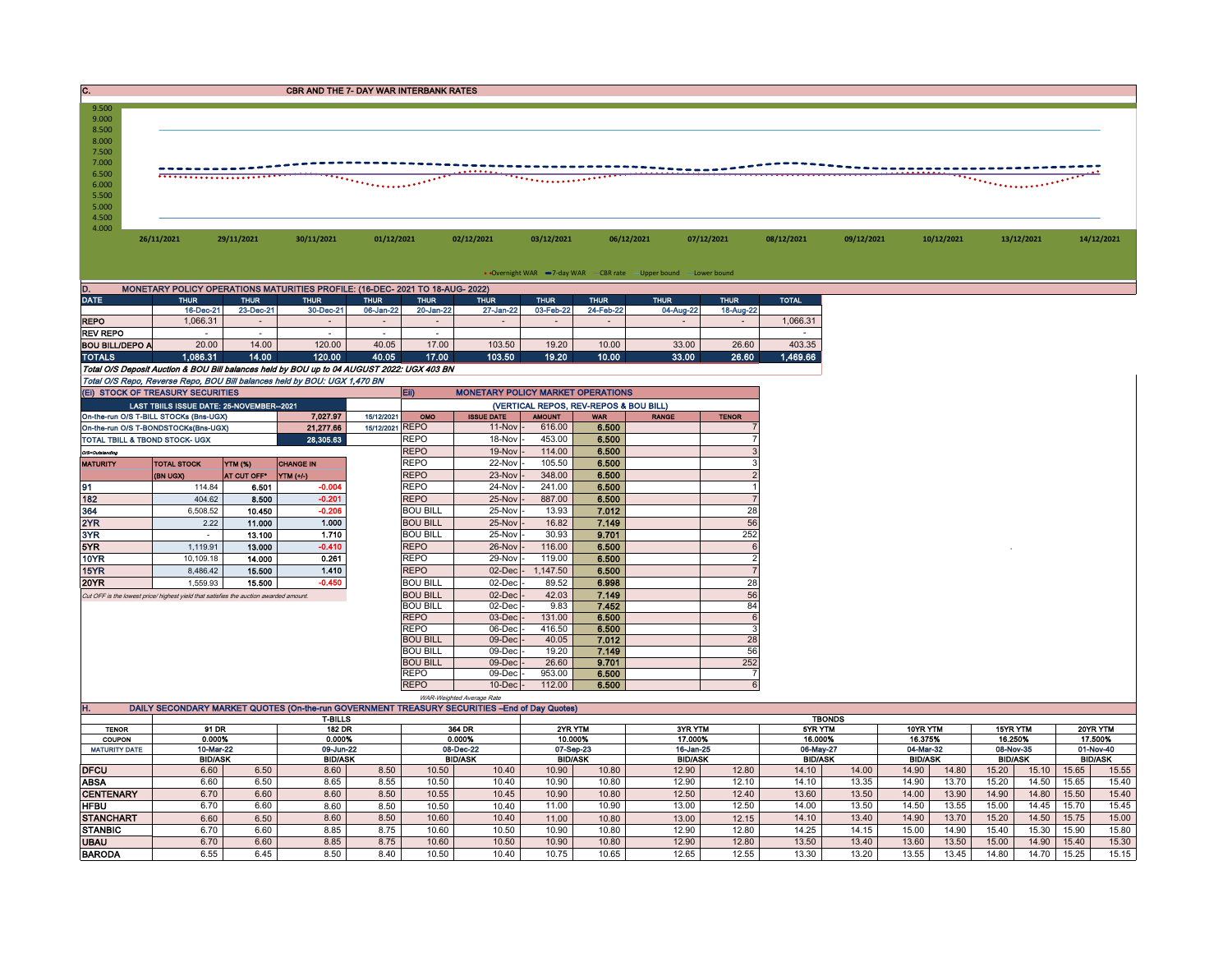## C. CBR AND THE 7- DAY WAR INTERBANK RATES

9.500
9.000
8.500
8.000
7.500
7.000
6.500
6.000
5.500
5.000
4.500
4.000

26/11/2021 29/11/2021 30/11/2021 01/12/2021 02/12/2021 03/12/2021 06/12/2021 07/12/2021 08/12/2021 09/12/2021 10/12/2021 13/12/2021 14/12/2021

Overnight WAR — 7-day WAR — CBR rate — Upper bound — Lower bound

## D. MONETARY POLICY OPERATIONS MATURITIES PROFILE: (16-DEC- 2021 TO 18-AUG- 2022)

| DATE | THUR | THUR | THUR | THUR | THUR | THUR | THUR | THUR | THUR | THUR | TOTAL |
|---|---|---|---|---|---|---|---|---|---|---|---|
| | 16-Dec-21 | 23-Dec-21 | 30-Dec-21 | 06-Jan-22 | 20-Jan-22 | 27-Jan-22 | 03-Feb-22 | 24-Feb-22 | 04-Aug-22 | 18-Aug-22 | |
| REPO | 1,066.31 | - | - | - | - | - | - | - | - | - | 1,066.31 |
| REV REPO | - | - | - | - | - | - | - | - | - | - | - |
| BOU BILL/DEPO A | 20.00 | 14.00 | 120.00 | 40.05 | 17.00 | 103.50 | 19.20 | 10.00 | 33.00 | 26.60 | 403.35 |
| TOTALS | 1,086.31 | 14.00 | 120.00 | 40.05 | 17.00 | 103.50 | 19.20 | 10.00 | 33.00 | 26.60 | 1,469.66 |

*Total O/S Deposit Auction & BOU Bill balances held by BOU up to 04 AUGUST 2022: UGX 403 BN*

*Total O/S Repo, Reverse Repo, BOU Bill balances held by BOU: UGX 1,470 BN*

### (Ei) STOCK OF TREASURY SECURITIES

| LAST TBIILS ISSUE DATE: 25-NOVEMBER--2021 | | |
|---|---|---|
| On-the-run O/S T-BILL STOCKs (Bns-UGX) | 7,027.97 | 15/12/2021 |
| On-the-run O/S T-BONDSTOCKs(Bns-UGX) | 21,277.66 | 15/12/2021 |
| TOTAL TBILL & TBOND STOCK- UGX | 28,305.63 | |

*O/S=Outstanding*

| MATURITY | TOTAL STOCK (BN UGX) | YTM (%) AT CUT OFF* | CHANGE IN YTM (+/-) |
|---|---|---|---|
| 91 | 114.84 | 6.501 | -0.004 |
| 182 | 404.62 | 8.500 | -0.201 |
| 364 | 6,508.52 | 10.450 | -0.206 |
| 2YR | 2.22 | 11.000 | 1.000 |
| 3YR | - | 13.100 | 1.710 |
| 5YR | 1,119.91 | 13.000 | -0.410 |
| 10YR | 10,109.18 | 14.000 | 0.261 |
| 15YR | 8,486.42 | 15.500 | 1.410 |
| 20YR | 1,559.93 | 15.500 | -0.450 |

*Cut OFF is the lowest price/ highest yield that satisfies the auction awarded amount.*

### Eii) MONETARY POLICY MARKET OPERATIONS

(VERTICAL REPOS, REV-REPOS & BOU BILL)

| OMO | ISSUE DATE | AMOUNT | WAR | RANGE | TENOR |
|---|---|---|---|---|---|
| REPO | 11-Nov - | 616.00 | 6.500 | | 7 |
| REPO | 18-Nov - | 453.00 | 6.500 | | 7 |
| REPO | 19-Nov - | 114.00 | 6.500 | | 3 |
| REPO | 22-Nov - | 105.50 | 6.500 | | 3 |
| REPO | 23-Nov - | 348.00 | 6.500 | | 2 |
| REPO | 24-Nov - | 241.00 | 6.500 | | 1 |
| REPO | 25-Nov - | 887.00 | 6.500 | | 7 |
| BOU BILL | 25-Nov - | 13.93 | 7.012 | | 28 |
| BOU BILL | 25-Nov - | 16.82 | 7.149 | | 56 |
| BOU BILL | 25-Nov - | 30.93 | 9.701 | | 252 |
| REPO | 26-Nov - | 116.00 | 6.500 | | 6 |
| REPO | 29-Nov - | 119.00 | 6.500 | | 2 |
| REPO | 02-Dec - | 1,147.50 | 6.500 | | 7 |
| BOU BILL | 02-Dec - | 89.52 | 6.998 | | 28 |
| BOU BILL | 02-Dec - | 42.03 | 7.149 | | 56 |
| BOU BILL | 02-Dec - | 9.83 | 7.452 | | 84 |
| REPO | 03-Dec - | 131.00 | 6.500 | | 6 |
| REPO | 06-Dec - | 416.50 | 6.500 | | 3 |
| BOU BILL | 09-Dec - | 40.05 | 7.012 | | 28 |
| BOU BILL | 09-Dec - | 19.20 | 7.149 | | 56 |
| BOU BILL | 09-Dec - | 26.60 | 9.701 | | 252 |
| REPO | 09-Dec - | 953.00 | 6.500 | | 7 |
| REPO | 10-Dec - | 112.00 | 6.500 | | 6 |

*WAR-Weighted Average Rate*

## H. DAILY SECONDARY MARKET QUOTES (On-the-run GOVERNMENT TREASURY SECURITIES –End of Day Quotes)

| | T-BILLS | | | | | | TBONDS | | | | | | | | | | | |
|---|---|---|---|---|---|---|---|---|---|---|---|---|---|---|---|---|---|---|
| TENOR | 91 DR | | 182 DR | | 364 DR | | 2YR YTM | | 3YR YTM | | 5YR YTM | | 10YR YTM | | 15YR YTM | | 20YR YTM | |
| COUPON | 0.000% | | 0.000% | | 0.000% | | 10.000% | | 17.000% | | 16.000% | | 16.375% | | 16.250% | | 17.500% | |
| MATURITY DATE | 10-Mar-22 | | 09-Jun-22 | | 08-Dec-22 | | 07-Sep-23 | | 16-Jan-25 | | 06-May-27 | | 04-Mar-32 | | 08-Nov-35 | | 01-Nov-40 | |
| | BID/ASK | | BID/ASK | | BID/ASK | | BID/ASK | | BID/ASK | | BID/ASK | | BID/ASK | | BID/ASK | | BID/ASK | |
| DFCU | 6.60 | 6.50 | 8.60 | 8.50 | 10.50 | 10.40 | 10.90 | 10.80 | 12.90 | 12.80 | 14.10 | 14.00 | 14.90 | 14.80 | 15.20 | 15.10 | 15.65 | 15.55 |
| ABSA | 6.60 | 6.50 | 8.65 | 8.55 | 10.50 | 10.40 | 10.90 | 10.80 | 12.90 | 12.10 | 14.10 | 13.35 | 14.90 | 13.70 | 15.20 | 14.50 | 15.65 | 15.40 |
| CENTENARY | 6.70 | 6.60 | 8.60 | 8.50 | 10.55 | 10.45 | 10.90 | 10.80 | 12.50 | 12.40 | 13.60 | 13.50 | 14.00 | 13.90 | 14.90 | 14.80 | 15.50 | 15.40 |
| HFBU | 6.70 | 6.60 | 8.60 | 8.50 | 10.50 | 10.40 | 11.00 | 10.90 | 13.00 | 12.50 | 14.00 | 13.50 | 14.50 | 13.55 | 15.00 | 14.45 | 15.70 | 15.45 |
| STANCHART | 6.60 | 6.50 | 8.60 | 8.50 | 10.60 | 10.40 | 11.00 | 10.80 | 13.00 | 12.15 | 14.10 | 13.40 | 14.90 | 13.70 | 15.20 | 14.50 | 15.75 | 15.00 |
| STANBIC | 6.70 | 6.60 | 8.85 | 8.75 | 10.60 | 10.50 | 10.90 | 10.80 | 12.90 | 12.80 | 14.25 | 14.15 | 15.00 | 14.90 | 15.40 | 15.30 | 15.90 | 15.80 |
| UBAU | 6.70 | 6.60 | 8.85 | 8.75 | 10.60 | 10.50 | 10.90 | 10.80 | 12.90 | 12.80 | 13.50 | 13.40 | 13.60 | 13.50 | 15.00 | 14.90 | 15.40 | 15.30 |
| BARODA | 6.55 | 6.45 | 8.50 | 8.40 | 10.50 | 10.40 | 10.75 | 10.65 | 12.65 | 12.55 | 13.30 | 13.20 | 13.55 | 13.45 | 14.80 | 14.70 | 15.25 | 15.15 |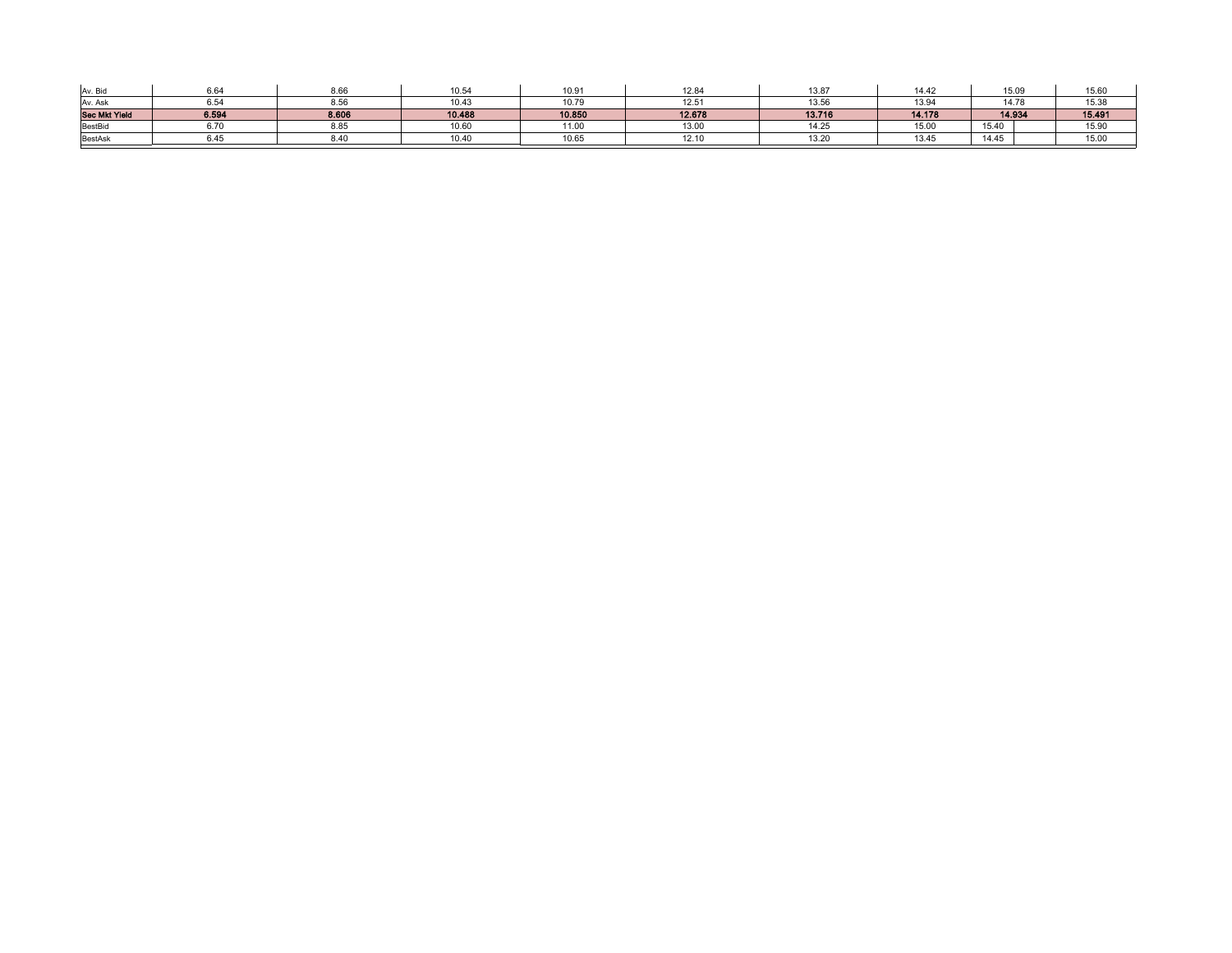| | | | | | | | | | |
|---|---|---|---|---|---|---|---|---|---|
| Av. Bid | 6.64 | 8.66 | 10.54 | 10.91 | 12.84 | 13.87 | 14.42 | 15.09 | 15.60 |
| Av. Ask | 6.54 | 8.56 | 10.43 | 10.79 | 12.51 | 13.56 | 13.94 | 14.78 | 15.38 |
| **Sec Mkt Yield** | **6.594** | **8.606** | **10.488** | **10.850** | **12.678** | **13.716** | **14.178** | **14.934** | **15.491** |
| BestBid | 6.70 | 8.85 | 10.60 | 11.00 | 13.00 | 14.25 | 15.00 | 15.40 | 15.90 |
| BestAsk | 6.45 | 8.40 | 10.40 | 10.65 | 12.10 | 13.20 | 13.45 | 14.45 | 15.00 |